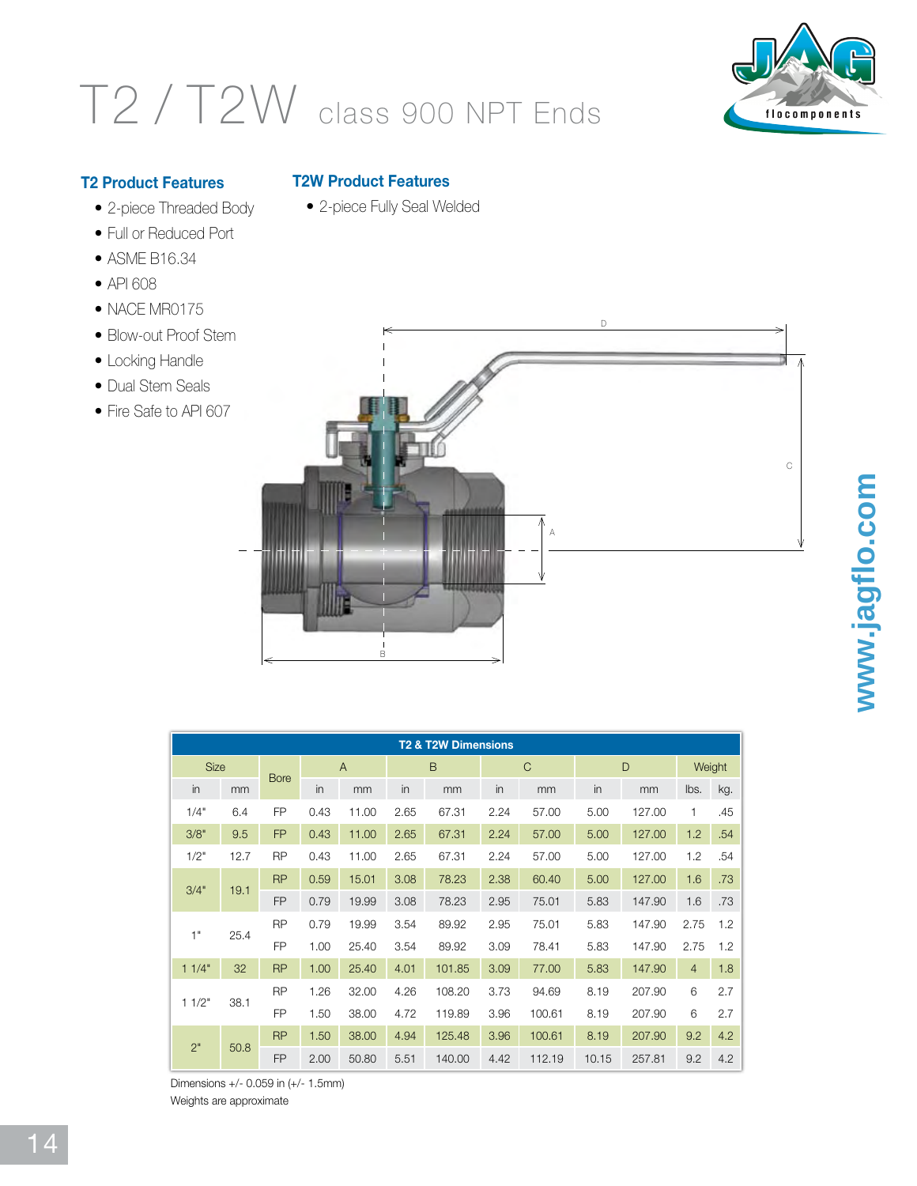# T2 / T2W class 900 NPT Ends

### T2 Product Features

- 2-piece Threaded Body
- Full or Reduced Port
- ASME B16.34
- API 608
- NACE MR0175
- Blow-out Proof Stem
- Locking Handle
- Dual Stem Seals
- Fire Safe to API 607

### T2W Product Features

- 2-piece Fully Seal Welded

www.jagflo.com

| T2 & T2W Dimensions | | | | | | | | | | | | |
|---|---|---|---|---|---|---|---|---|---|---|---|---|
| Size | | Bore | A | | B | | C | | D | | Weight | |
| in | mm | | in | mm | in | mm | in | mm | in | mm | lbs. | kg. |
| 1/4" | 6.4 | FP | 0.43 | 11.00 | 2.65 | 67.31 | 2.24 | 57.00 | 5.00 | 127.00 | 1 | .45 |
| 3/8" | 9.5 | FP | 0.43 | 11.00 | 2.65 | 67.31 | 2.24 | 57.00 | 5.00 | 127.00 | 1.2 | .54 |
| 1/2" | 12.7 | RP | 0.43 | 11.00 | 2.65 | 67.31 | 2.24 | 57.00 | 5.00 | 127.00 | 1.2 | .54 |
| 3/4" | 19.1 | RP | 0.59 | 15.01 | 3.08 | 78.23 | 2.38 | 60.40 | 5.00 | 127.00 | 1.6 | .73 |
| | | FP | 0.79 | 19.99 | 3.08 | 78.23 | 2.95 | 75.01 | 5.83 | 147.90 | 1.6 | .73 |
| 1" | 25.4 | RP | 0.79 | 19.99 | 3.54 | 89.92 | 2.95 | 75.01 | 5.83 | 147.90 | 2.75 | 1.2 |
| | | FP | 1.00 | 25.40 | 3.54 | 89.92 | 3.09 | 78.41 | 5.83 | 147.90 | 2.75 | 1.2 |
| 1 1/4" | 32 | RP | 1.00 | 25.40 | 4.01 | 101.85 | 3.09 | 77.00 | 5.83 | 147.90 | 4 | 1.8 |
| 1 1/2" | 38.1 | RP | 1.26 | 32.00 | 4.26 | 108.20 | 3.73 | 94.69 | 8.19 | 207.90 | 6 | 2.7 |
| | | FP | 1.50 | 38.00 | 4.72 | 119.89 | 3.96 | 100.61 | 8.19 | 207.90 | 6 | 2.7 |
| 2" | 50.8 | RP | 1.50 | 38.00 | 4.94 | 125.48 | 3.96 | 100.61 | 8.19 | 207.90 | 9.2 | 4.2 |
| | | FP | 2.00 | 50.80 | 5.51 | 140.00 | 4.42 | 112.19 | 10.15 | 257.81 | 9.2 | 4.2 |

Dimensions +/- 0.059 in (+/- 1.5mm)

Weights are approximate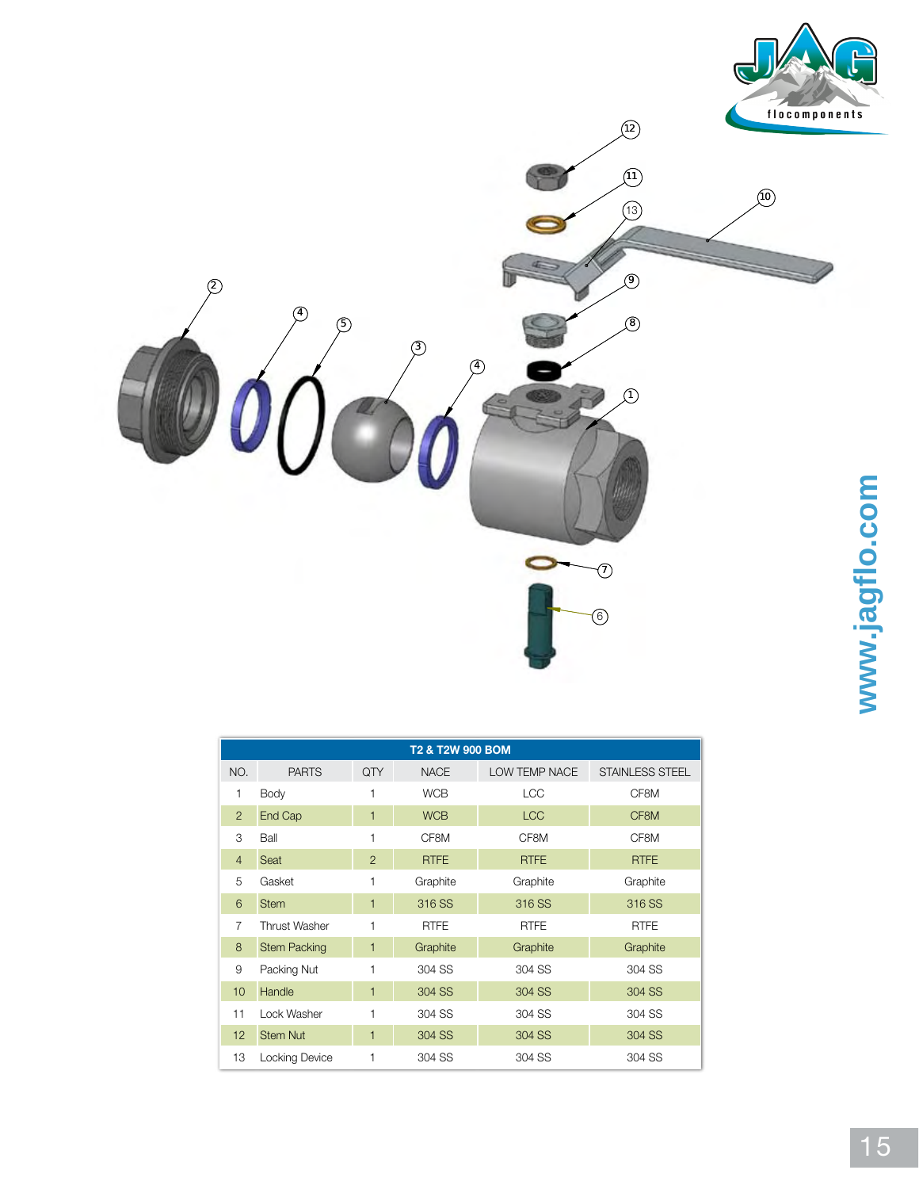| T2 & T2W 900 BOM | | | | | |
|---|---|---|---|---|---|
| NO. | PARTS | QTY | NACE | LOW TEMP NACE | STAINLESS STEEL |
| 1 | Body | 1 | WCB | LCC | CF8M |
| 2 | End Cap | 1 | WCB | LCC | CF8M |
| 3 | Ball | 1 | CF8M | CF8M | CF8M |
| 4 | Seat | 2 | RTFE | RTFE | RTFE |
| 5 | Gasket | 1 | Graphite | Graphite | Graphite |
| 6 | Stem | 1 | 316 SS | 316 SS | 316 SS |
| 7 | Thrust Washer | 1 | RTFE | RTFE | RTFE |
| 8 | Stem Packing | 1 | Graphite | Graphite | Graphite |
| 9 | Packing Nut | 1 | 304 SS | 304 SS | 304 SS |
| 10 | Handle | 1 | 304 SS | 304 SS | 304 SS |
| 11 | Lock Washer | 1 | 304 SS | 304 SS | 304 SS |
| 12 | Stem Nut | 1 | 304 SS | 304 SS | 304 SS |
| 13 | Locking Device | 1 | 304 SS | 304 SS | 304 SS |

www.jagflo.com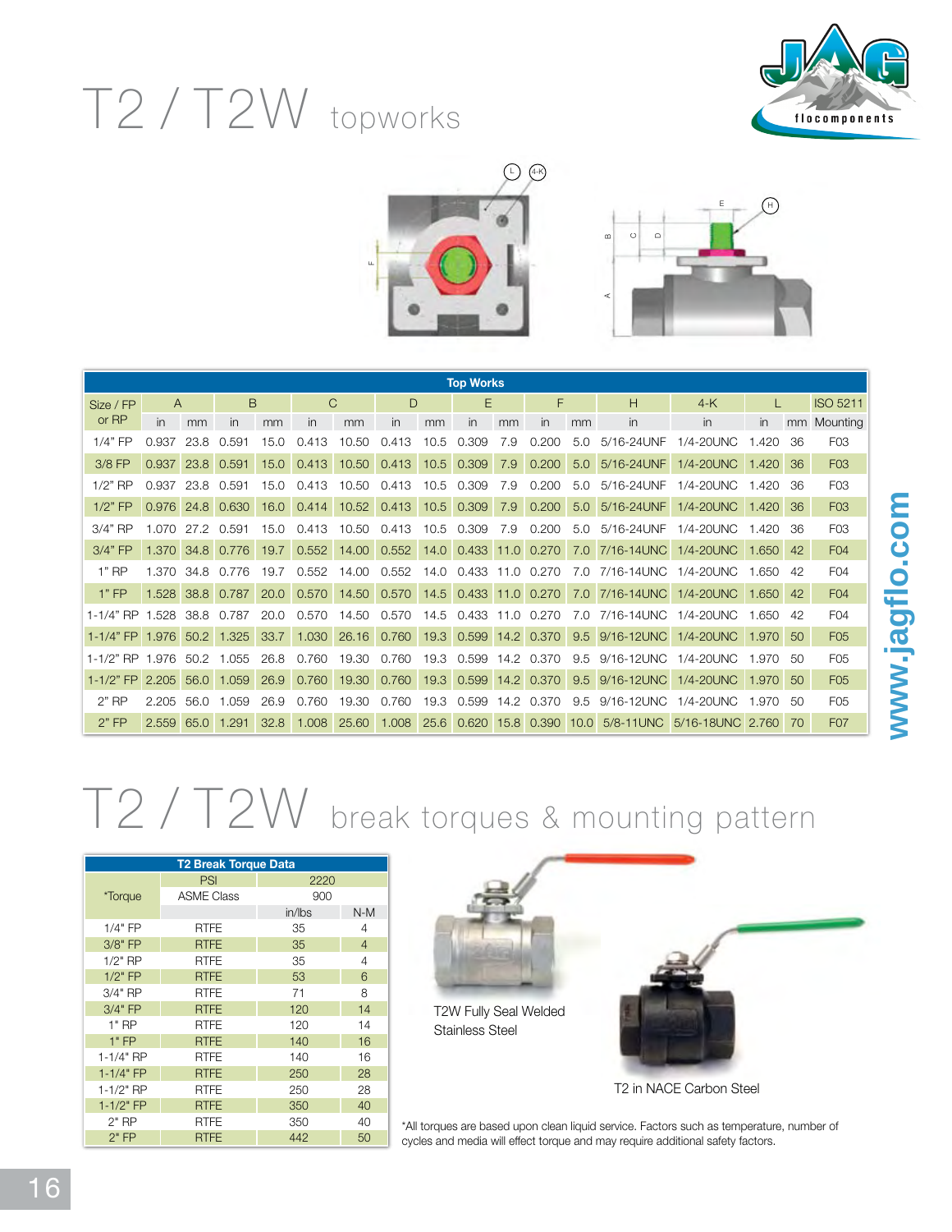# T2 / T2W topworks

| Top Works | | | | | | | | | | | | | | | | | | |
|---|---|---|---|---|---|---|---|---|---|---|---|---|---|---|---|---|---|---|
| Size / FP or RP | A | | B | | C | | D | | E | | F | | H | 4-K | L | | ISO 5211 |
| | in | mm | in | mm | in | mm | in | mm | in | mm | in | mm | in | in | in | mm | Mounting |
| 1/4" FP | 0.937 | 23.8 | 0.591 | 15.0 | 0.413 | 10.50 | 0.413 | 10.5 | 0.309 | 7.9 | 0.200 | 5.0 | 5/16-24UNF | 1/4-20UNC | 1.420 | 36 | F03 |
| 3/8 FP | 0.937 | 23.8 | 0.591 | 15.0 | 0.413 | 10.50 | 0.413 | 10.5 | 0.309 | 7.9 | 0.200 | 5.0 | 5/16-24UNF | 1/4-20UNC | 1.420 | 36 | F03 |
| 1/2" RP | 0.937 | 23.8 | 0.591 | 15.0 | 0.413 | 10.50 | 0.413 | 10.5 | 0.309 | 7.9 | 0.200 | 5.0 | 5/16-24UNF | 1/4-20UNC | 1.420 | 36 | F03 |
| 1/2" FP | 0.976 | 24.8 | 0.630 | 16.0 | 0.414 | 10.52 | 0.413 | 10.5 | 0.309 | 7.9 | 0.200 | 5.0 | 5/16-24UNF | 1/4-20UNC | 1.420 | 36 | F03 |
| 3/4" RP | 1.070 | 27.2 | 0.591 | 15.0 | 0.413 | 10.50 | 0.413 | 10.5 | 0.309 | 7.9 | 0.200 | 5.0 | 5/16-24UNF | 1/4-20UNC | 1.420 | 36 | F03 |
| 3/4" FP | 1.370 | 34.8 | 0.776 | 19.7 | 0.552 | 14.00 | 0.552 | 14.0 | 0.433 | 11.0 | 0.270 | 7.0 | 7/16-14UNC | 1/4-20UNC | 1.650 | 42 | F04 |
| 1" RP | 1.370 | 34.8 | 0.776 | 19.7 | 0.552 | 14.00 | 0.552 | 14.0 | 0.433 | 11.0 | 0.270 | 7.0 | 7/16-14UNC | 1/4-20UNC | 1.650 | 42 | F04 |
| 1" FP | 1.528 | 38.8 | 0.787 | 20.0 | 0.570 | 14.50 | 0.570 | 14.5 | 0.433 | 11.0 | 0.270 | 7.0 | 7/16-14UNC | 1/4-20UNC | 1.650 | 42 | F04 |
| 1-1/4" RP | 1.528 | 38.8 | 0.787 | 20.0 | 0.570 | 14.50 | 0.570 | 14.5 | 0.433 | 11.0 | 0.270 | 7.0 | 7/16-14UNC | 1/4-20UNC | 1.650 | 42 | F04 |
| 1-1/4" FP | 1.976 | 50.2 | 1.325 | 33.7 | 1.030 | 26.16 | 0.760 | 19.3 | 0.599 | 14.2 | 0.370 | 9.5 | 9/16-12UNC | 1/4-20UNC | 1.970 | 50 | F05 |
| 1-1/2" RP | 1.976 | 50.2 | 1.055 | 26.8 | 0.760 | 19.30 | 0.760 | 19.3 | 0.599 | 14.2 | 0.370 | 9.5 | 9/16-12UNC | 1/4-20UNC | 1.970 | 50 | F05 |
| 1-1/2" FP | 2.205 | 56.0 | 1.059 | 26.9 | 0.760 | 19.30 | 0.760 | 19.3 | 0.599 | 14.2 | 0.370 | 9.5 | 9/16-12UNC | 1/4-20UNC | 1.970 | 50 | F05 |
| 2" RP | 2.205 | 56.0 | 1.059 | 26.9 | 0.760 | 19.30 | 0.760 | 19.3 | 0.599 | 14.2 | 0.370 | 9.5 | 9/16-12UNC | 1/4-20UNC | 1.970 | 50 | F05 |
| 2" FP | 2.559 | 65.0 | 1.291 | 32.8 | 1.008 | 25.60 | 1.008 | 25.6 | 0.620 | 15.8 | 0.390 | 10.0 | 5/8-11UNC | 5/16-18UNC | 2.760 | 70 | F07 |

www.jagflo.com

# T2 / T2W break torques & mounting pattern

| T2 Break Torque Data | | | |
|---|---|---|---|
| *Torque | PSI | 2220 | |
| | ASME Class | 900 | |
| | | in/lbs | N-M |
| 1/4" FP | RTFE | 35 | 4 |
| 3/8" FP | RTFE | 35 | 4 |
| 1/2" RP | RTFE | 35 | 4 |
| 1/2" FP | RTFE | 53 | 6 |
| 3/4" RP | RTFE | 71 | 8 |
| 3/4" FP | RTFE | 120 | 14 |
| 1" RP | RTFE | 120 | 14 |
| 1" FP | RTFE | 140 | 16 |
| 1-1/4" RP | RTFE | 140 | 16 |
| 1-1/4" FP | RTFE | 250 | 28 |
| 1-1/2" RP | RTFE | 250 | 28 |
| 1-1/2" FP | RTFE | 350 | 40 |
| 2" RP | RTFE | 350 | 40 |
| 2" FP | RTFE | 442 | 50 |

T2W Fully Seal Welded Stainless Steel

T2 in NACE Carbon Steel

*All torques are based upon clean liquid service. Factors such as temperature, number of cycles and media will effect torque and may require additional safety factors.